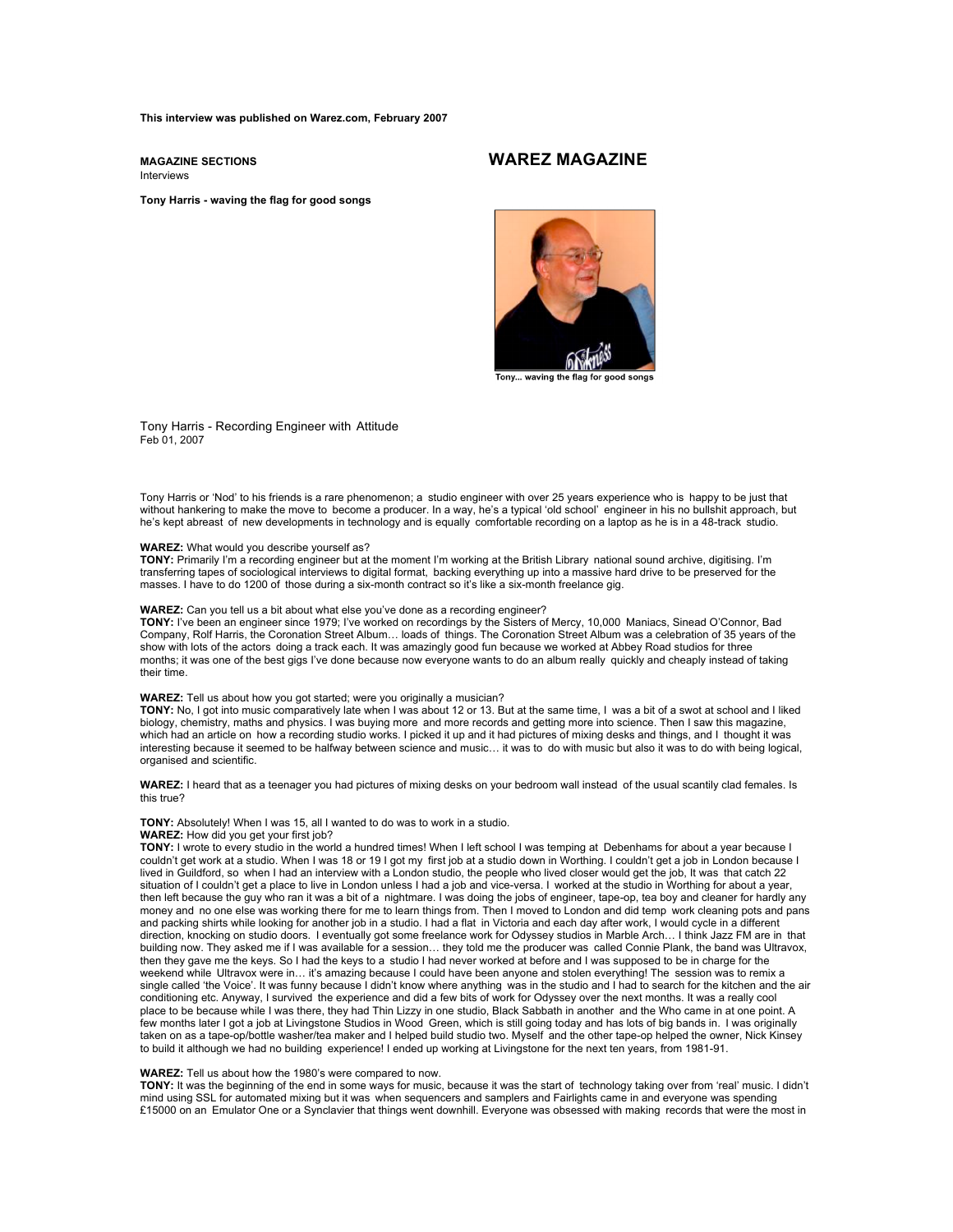**This interview was published on Warez.com, February 2007**

**MAGAZINE SECTIONS**
Interviews

# WAREZ MAGAZINE

**Tony Harris - waving the flag for good songs**

Tony... waving the flag for good songs

## Tony Harris - Recording Engineer with Attitude

Feb 01, 2007

Tony Harris or 'Nod' to his friends is a rare phenomenon; a studio engineer with over 25 years experience who is happy to be just that without hankering to make the move to become a producer. In a way, he's a typical 'old school' engineer in his no bullshit approach, but he's kept abreast of new developments in technology and is equally comfortable recording on a laptop as he is in a 48-track studio.

**WAREZ:** What would you describe yourself as?
**TONY:** Primarily I'm a recording engineer but at the moment I'm working at the British Library national sound archive, digitising. I'm transferring tapes of sociological interviews to digital format, backing everything up into a massive hard drive to be preserved for the masses. I have to do 1200 of those during a six-month contract so it's like a six-month freelance gig.

**WAREZ:** Can you tell us a bit about what else you've done as a recording engineer?
**TONY:** I've been an engineer since 1979; I've worked on recordings by the Sisters of Mercy, 10,000 Maniacs, Sinead O'Connor, Bad Company, Rolf Harris, the Coronation Street Album… loads of things. The Coronation Street Album was a celebration of 35 years of the show with lots of the actors doing a track each. It was amazingly good fun because we worked at Abbey Road studios for three months; it was one of the best gigs I've done because now everyone wants to do an album really quickly and cheaply instead of taking their time.

**WAREZ:** Tell us about how you got started; were you originally a musician?
**TONY:** No, I got into music comparatively late when I was about 12 or 13. But at the same time, I was a bit of a swot at school and I liked biology, chemistry, maths and physics. I was buying more and more records and getting more into science. Then I saw this magazine, which had an article on how a recording studio works. I picked it up and it had pictures of mixing desks and things, and I thought it was interesting because it seemed to be halfway between science and music… it was to do with music but also it was to do with being logical, organised and scientific.

**WAREZ:** I heard that as a teenager you had pictures of mixing desks on your bedroom wall instead of the usual scantily clad females. Is this true?

**TONY:** Absolutely! When I was 15, all I wanted to do was to work in a studio.
**WAREZ:** How did you get your first job?
**TONY:** I wrote to every studio in the world a hundred times! When I left school I was temping at Debenhams for about a year because I couldn't get work at a studio. When I was 18 or 19 I got my first job at a studio down in Worthing. I couldn't get a job in London because I lived in Guildford, so when I had an interview with a London studio, the people who lived closer would get the job, It was that catch 22 situation of I couldn't get a place to live in London unless I had a job and vice-versa. I worked at the studio in Worthing for about a year, then left because the guy who ran it was a bit of a nightmare. I was doing the jobs of engineer, tape-op, tea boy and cleaner for hardly any money and no one else was working there for me to learn things from. Then I moved to London and did temp work cleaning pots and pans and packing shirts while looking for another job in a studio. I had a flat in Victoria and each day after work, I would cycle in a different direction, knocking on studio doors. I eventually got some freelance work for Odyssey studios in Marble Arch… I think Jazz FM are in that building now. They asked me if I was available for a session… they told me the producer was called Connie Plank, the band was Ultravox, then they gave me the keys. So I had the keys to a studio I had never worked at before and I was supposed to be in charge for the weekend while Ultravox were in… it's amazing because I could have been anyone and stolen everything! The session was to remix a single called 'the Voice'. It was funny because I didn't know where anything was in the studio and I had to search for the kitchen and the air conditioning etc. Anyway, I survived the experience and did a few bits of work for Odyssey over the next months. It was a really cool place to be because while I was there, they had Thin Lizzy in one studio, Black Sabbath in another and the Who came in at one point. A few months later I got a job at Livingstone Studios in Wood Green, which is still going today and has lots of big bands in. I was originally taken on as a tape-op/bottle washer/tea maker and I helped build studio two. Myself and the other tape-op helped the owner, Nick Kinsey to build it although we had no building experience! I ended up working at Livingstone for the next ten years, from 1981-91.

**WAREZ:** Tell us about how the 1980's were compared to now.
**TONY:** It was the beginning of the end in some ways for music, because it was the start of technology taking over from 'real' music. I didn't mind using SSL for automated mixing but it was when sequencers and samplers and Fairlights came in and everyone was spending £15000 on an Emulator One or a Synclavier that things went downhill. Everyone was obsessed with making records that were the most in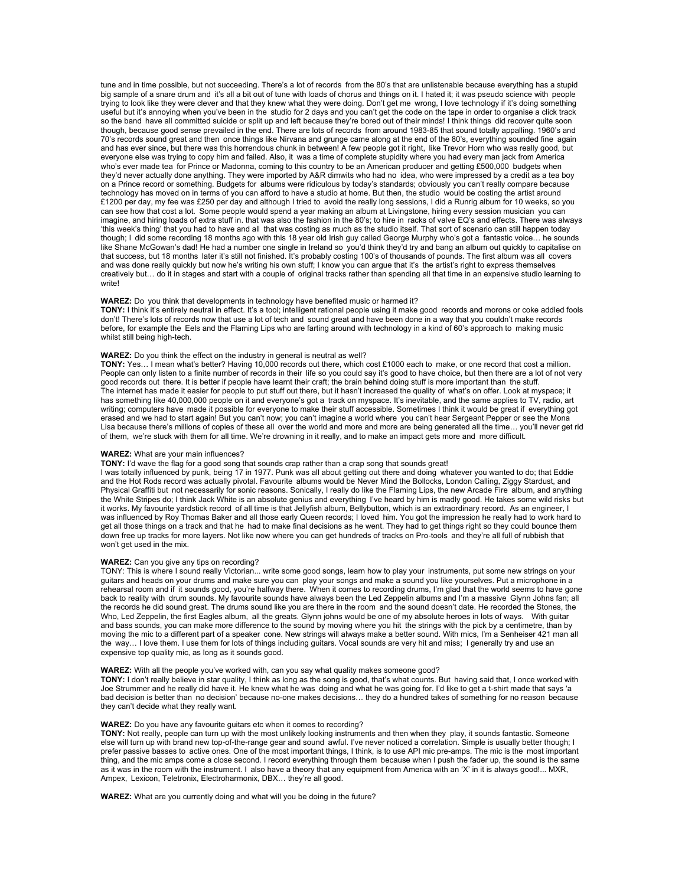tune and in time possible, but not succeeding. There's a lot of records from the 80's that are unlistenable because everything has a stupid big sample of a snare drum and it's all a bit out of tune with loads of chorus and things on it. I hated it; it was pseudo science with people trying to look like they were clever and that they knew what they were doing. Don't get me wrong, I love technology if it's doing something useful but it's annoying when you've been in the studio for 2 days and you can't get the code on the tape in order to organise a click track so the band have all committed suicide or split up and left because they're bored out of their minds! I think things did recover quite soon though, because good sense prevailed in the end. There are lots of records from around 1983-85 that sound totally appalling. 1960's and 70's records sound great and then once things like Nirvana and grunge came along at the end of the 80's, everything sounded fine again and has ever since, but there was this horrendous chunk in between! A few people got it right, like Trevor Horn who was really good, but everyone else was trying to copy him and failed. Also, it was a time of complete stupidity where you had every man jack from America who's ever made tea for Prince or Madonna, coming to this country to be an American producer and getting £500,000 budgets when they'd never actually done anything. They were imported by A&R dimwits who had no idea, who were impressed by a credit as a tea boy on a Prince record or something. Budgets for albums were ridiculous by today's standards; obviously you can't really compare because technology has moved on in terms of you can afford to have a studio at home. But then, the studio would be costing the artist around £1200 per day, my fee was £250 per day and although I tried to avoid the really long sessions, I did a Runrig album for 10 weeks, so you can see how that cost a lot. Some people would spend a year making an album at Livingstone, hiring every session musician you can imagine, and hiring loads of extra stuff in. that was also the fashion in the 80's; to hire in racks of valve EQ's and effects. There was always 'this week's thing' that you had to have and all that was costing as much as the studio itself. That sort of scenario can still happen today though; I did some recording 18 months ago with this 18 year old Irish guy called George Murphy who's got a fantastic voice… he sounds like Shane McGowan's dad! He had a number one single in Ireland so you'd think they'd try and bang an album out quickly to capitalise on that success, but 18 months later it's still not finished. It's probably costing 100's of thousands of pounds. The first album was all covers and was done really quickly but now he's writing his own stuff; I know you can argue that it's the artist's right to express themselves creatively but… do it in stages and start with a couple of original tracks rather than spending all that time in an expensive studio learning to write!

**WAREZ:** Do you think that developments in technology have benefited music or harmed it?
**TONY:** I think it's entirely neutral in effect. It's a tool; intelligent rational people using it make good records and morons or coke addled fools don't! There's lots of records now that use a lot of tech and sound great and have been done in a way that you couldn't make records before, for example the Eels and the Flaming Lips who are farting around with technology in a kind of 60's approach to making music whilst still being high-tech.

**WAREZ:** Do you think the effect on the industry in general is neutral as well?
**TONY:** Yes… I mean what's better? Having 10,000 records out there, which cost £1000 each to make, or one record that cost a million. People can only listen to a finite number of records in their life so you could say it's good to have choice, but then there are a lot of not very good records out there. It is better if people have learnt their craft; the brain behind doing stuff is more important than the stuff.
The internet has made it easier for people to put stuff out there, but it hasn't increased the quality of what's on offer. Look at myspace; it has something like 40,000,000 people on it and everyone's got a track on myspace. It's inevitable, and the same applies to TV, radio, art writing; computers have made it possible for everyone to make their stuff accessible. Sometimes I think it would be great if everything got erased and we had to start again! But you can't now; you can't imagine a world where you can't hear Sergeant Pepper or see the Mona Lisa because there's millions of copies of these all over the world and more and more are being generated all the time… you'll never get rid of them, we're stuck with them for all time. We're drowning in it really, and to make an impact gets more and more difficult.

**WAREZ:** What are your main influences?
**TONY:** I'd wave the flag for a good song that sounds crap rather than a crap song that sounds great!
I was totally influenced by punk, being 17 in 1977. Punk was all about getting out there and doing whatever you wanted to do; that Eddie and the Hot Rods record was actually pivotal. Favourite albums would be Never Mind the Bollocks, London Calling, Ziggy Stardust, and Physical Graffiti but not necessarily for sonic reasons. Sonically, I really do like the Flaming Lips, the new Arcade Fire album, and anything the White Stripes do; I think Jack White is an absolute genius and everything I've heard by him is madly good. He takes some wild risks but it works. My favourite yardstick record of all time is that Jellyfish album, Bellybutton, which is an extraordinary record. As an engineer, I was influenced by Roy Thomas Baker and all those early Queen records; I loved him. You got the impression he really had to work hard to get all those things on a track and that he had to make final decisions as he went. They had to get things right so they could bounce them down free up tracks for more layers. Not like now where you can get hundreds of tracks on Pro-tools and they're all full of rubbish that won't get used in the mix.

**WAREZ:** Can you give any tips on recording?
TONY: This is where I sound really Victorian... write some good songs, learn how to play your instruments, put some new strings on your guitars and heads on your drums and make sure you can play your songs and make a sound you like yourselves. Put a microphone in a rehearsal room and if it sounds good, you're halfway there. When it comes to recording drums, I'm glad that the world seems to have gone back to reality with drum sounds. My favourite sounds have always been the Led Zeppelin albums and I'm a massive Glynn Johns fan; all the records he did sound great. The drums sound like you are there in the room and the sound doesn't date. He recorded the Stones, the Who, Led Zeppelin, the first Eagles album, all the greats. Glynn johns would be one of my absolute heroes in lots of ways. With guitar and bass sounds, you can make more difference to the sound by moving where you hit the strings with the pick by a centimetre, than by moving the mic to a different part of a speaker cone. New strings will always make a better sound. With mics, I'm a Senheiser 421 man all the way… I love them. I use them for lots of things including guitars. Vocal sounds are very hit and miss; I generally try and use an expensive top quality mic, as long as it sounds good.

**WAREZ:** With all the people you've worked with, can you say what quality makes someone good?
**TONY:** I don't really believe in star quality, I think as long as the song is good, that's what counts. But having said that, I once worked with Joe Strummer and he really did have it. He knew what he was doing and what he was going for. I'd like to get a t-shirt made that says 'a bad decision is better than no decision' because no-one makes decisions… they do a hundred takes of something for no reason because they can't decide what they really want.

**WAREZ:** Do you have any favourite guitars etc when it comes to recording?
**TONY:** Not really, people can turn up with the most unlikely looking instruments and then when they play, it sounds fantastic. Someone else will turn up with brand new top-of-the-range gear and sound awful. I've never noticed a correlation. Simple is usually better though; I prefer passive basses to active ones. One of the most important things, I think, is to use API mic pre-amps. The mic is the most important thing, and the mic amps come a close second. I record everything through them because when I push the fader up, the sound is the same as it was in the room with the instrument. I also have a theory that any equipment from America with an 'X' in it is always good!... MXR, Ampex, Lexicon, Teletronix, Electroharmonix, DBX… they're all good.

**WAREZ:** What are you currently doing and what will you be doing in the future?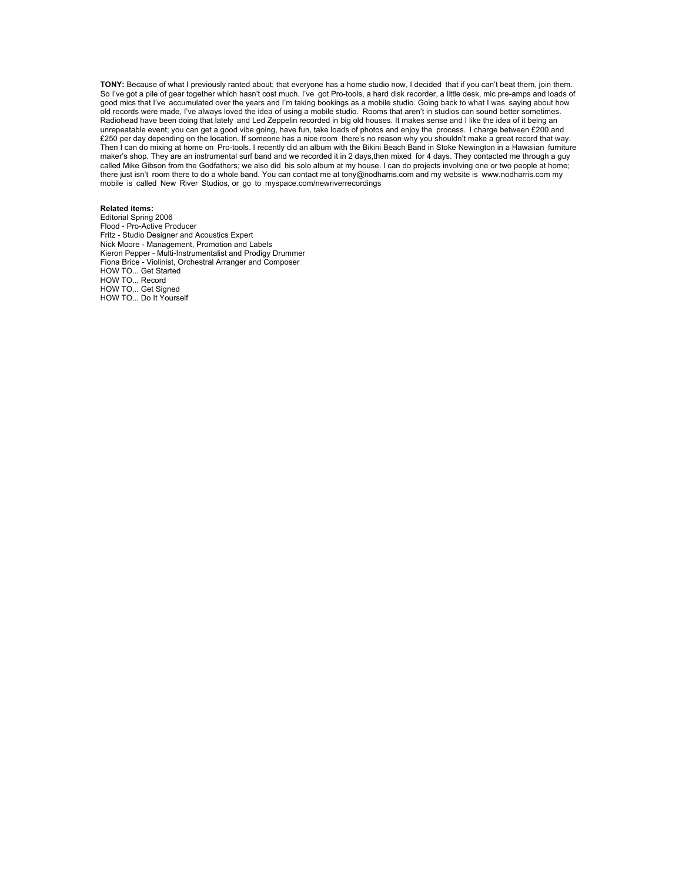**TONY:** Because of what I previously ranted about; that everyone has a home studio now, I decided that if you can't beat them, join them. So I've got a pile of gear together which hasn't cost much. I've got Pro-tools, a hard disk recorder, a little desk, mic pre-amps and loads of good mics that I've accumulated over the years and I'm taking bookings as a mobile studio. Going back to what I was saying about how old records were made, I've always loved the idea of using a mobile studio. Rooms that aren't in studios can sound better sometimes. Radiohead have been doing that lately and Led Zeppelin recorded in big old houses. It makes sense and I like the idea of it being an unrepeatable event; you can get a good vibe going, have fun, take loads of photos and enjoy the process. I charge between £200 and £250 per day depending on the location. If someone has a nice room there's no reason why you shouldn't make a great record that way. Then I can do mixing at home on Pro-tools. I recently did an album with the Bikini Beach Band in Stoke Newington in a Hawaiian furniture maker's shop. They are an instrumental surf band and we recorded it in 2 days,then mixed for 4 days. They contacted me through a guy called Mike Gibson from the Godfathers; we also did his solo album at my house. I can do projects involving one or two people at home; there just isn't room there to do a whole band. You can contact me at tony@nodharris.com and my website is www.nodharris.com my mobile is called New River Studios, or go to myspace.com/newriverrecordings

**Related items:**
Editorial Spring 2006
Flood - Pro-Active Producer
Fritz - Studio Designer and Acoustics Expert
Nick Moore - Management, Promotion and Labels
Kieron Pepper - Multi-Instrumentalist and Prodigy Drummer
Fiona Brice - Violinist, Orchestral Arranger and Composer
HOW TO... Get Started
HOW TO... Record
HOW TO... Get Signed
HOW TO... Do It Yourself